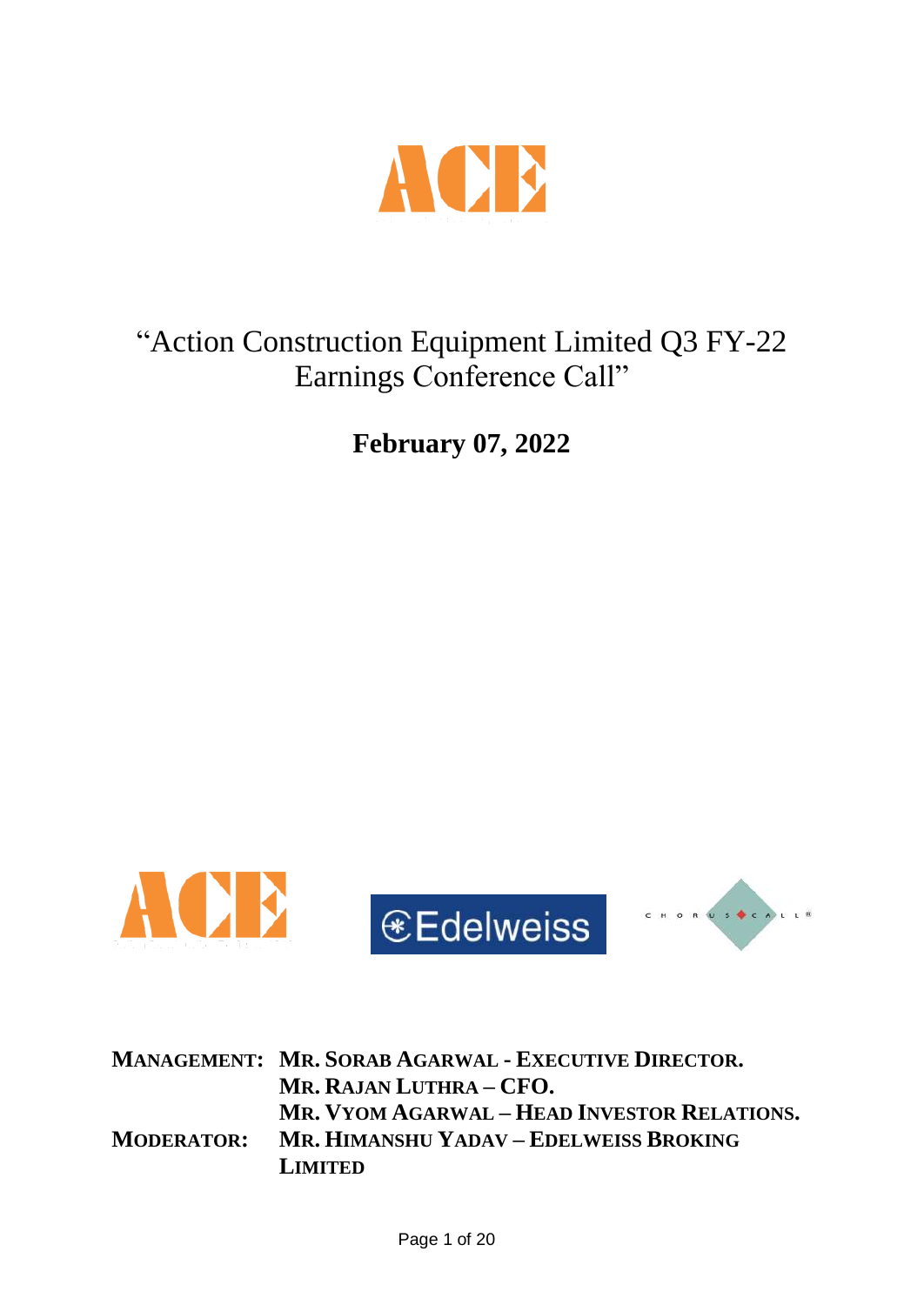# "Action Construction Equipment Limited Q3 FY-22 Earnings Conference Call"

## February 07, 2022

**MANAGEMENT:** **MR. SORAB AGARWAL - EXECUTIVE DIRECTOR.**
**MR. RAJAN LUTHRA – CFO.**
**MR. VYOM AGARWAL – HEAD INVESTOR RELATIONS.**

**MODERATOR:** **MR. HIMANSHU YADAV – EDELWEISS BROKING LIMITED**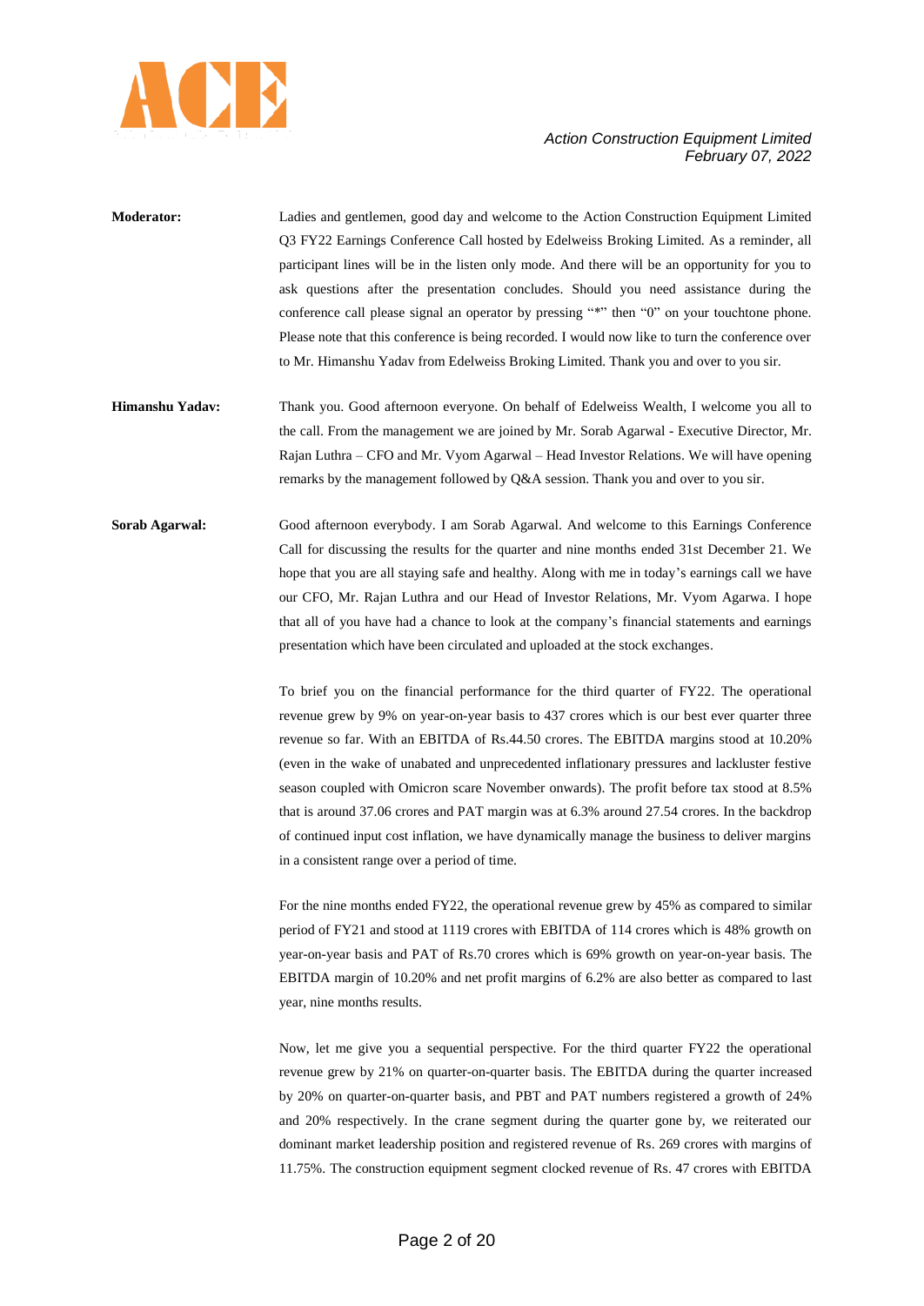**Moderator:** Ladies and gentlemen, good day and welcome to the Action Construction Equipment Limited Q3 FY22 Earnings Conference Call hosted by Edelweiss Broking Limited. As a reminder, all participant lines will be in the listen only mode. And there will be an opportunity for you to ask questions after the presentation concludes. Should you need assistance during the conference call please signal an operator by pressing "*" then "0" on your touchtone phone. Please note that this conference is being recorded. I would now like to turn the conference over to Mr. Himanshu Yadav from Edelweiss Broking Limited. Thank you and over to you sir.

**Himanshu Yadav:** Thank you. Good afternoon everyone. On behalf of Edelweiss Wealth, I welcome you all to the call. From the management we are joined by Mr. Sorab Agarwal - Executive Director, Mr. Rajan Luthra – CFO and Mr. Vyom Agarwal – Head Investor Relations. We will have opening remarks by the management followed by Q&A session. Thank you and over to you sir.

**Sorab Agarwal:** Good afternoon everybody. I am Sorab Agarwal. And welcome to this Earnings Conference Call for discussing the results for the quarter and nine months ended 31st December 21. We hope that you are all staying safe and healthy. Along with me in today's earnings call we have our CFO, Mr. Rajan Luthra and our Head of Investor Relations, Mr. Vyom Agarwa. I hope that all of you have had a chance to look at the company's financial statements and earnings presentation which have been circulated and uploaded at the stock exchanges.

To brief you on the financial performance for the third quarter of FY22. The operational revenue grew by 9% on year-on-year basis to 437 crores which is our best ever quarter three revenue so far. With an EBITDA of Rs.44.50 crores. The EBITDA margins stood at 10.20% (even in the wake of unabated and unprecedented inflationary pressures and lackluster festive season coupled with Omicron scare November onwards). The profit before tax stood at 8.5% that is around 37.06 crores and PAT margin was at 6.3% around 27.54 crores. In the backdrop of continued input cost inflation, we have dynamically manage the business to deliver margins in a consistent range over a period of time.

For the nine months ended FY22, the operational revenue grew by 45% as compared to similar period of FY21 and stood at 1119 crores with EBITDA of 114 crores which is 48% growth on year-on-year basis and PAT of Rs.70 crores which is 69% growth on year-on-year basis. The EBITDA margin of 10.20% and net profit margins of 6.2% are also better as compared to last year, nine months results.

Now, let me give you a sequential perspective. For the third quarter FY22 the operational revenue grew by 21% on quarter-on-quarter basis. The EBITDA during the quarter increased by 20% on quarter-on-quarter basis, and PBT and PAT numbers registered a growth of 24% and 20% respectively. In the crane segment during the quarter gone by, we reiterated our dominant market leadership position and registered revenue of Rs. 269 crores with margins of 11.75%. The construction equipment segment clocked revenue of Rs. 47 crores with EBITDA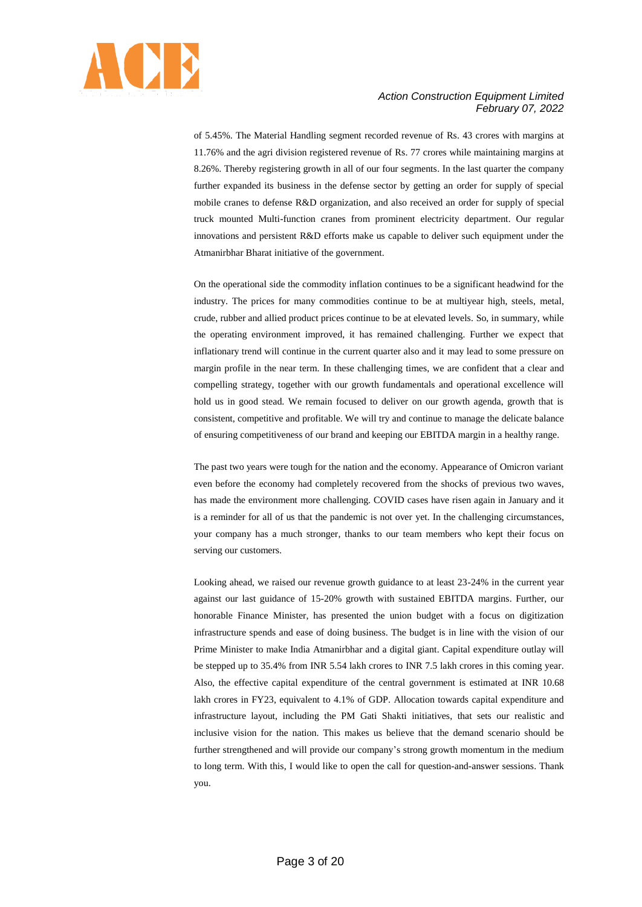of 5.45%. The Material Handling segment recorded revenue of Rs. 43 crores with margins at 11.76% and the agri division registered revenue of Rs. 77 crores while maintaining margins at 8.26%. Thereby registering growth in all of our four segments. In the last quarter the company further expanded its business in the defense sector by getting an order for supply of special mobile cranes to defense R&D organization, and also received an order for supply of special truck mounted Multi-function cranes from prominent electricity department. Our regular innovations and persistent R&D efforts make us capable to deliver such equipment under the Atmanirbhar Bharat initiative of the government.

On the operational side the commodity inflation continues to be a significant headwind for the industry. The prices for many commodities continue to be at multiyear high, steels, metal, crude, rubber and allied product prices continue to be at elevated levels. So, in summary, while the operating environment improved, it has remained challenging. Further we expect that inflationary trend will continue in the current quarter also and it may lead to some pressure on margin profile in the near term. In these challenging times, we are confident that a clear and compelling strategy, together with our growth fundamentals and operational excellence will hold us in good stead. We remain focused to deliver on our growth agenda, growth that is consistent, competitive and profitable. We will try and continue to manage the delicate balance of ensuring competitiveness of our brand and keeping our EBITDA margin in a healthy range.

The past two years were tough for the nation and the economy. Appearance of Omicron variant even before the economy had completely recovered from the shocks of previous two waves, has made the environment more challenging. COVID cases have risen again in January and it is a reminder for all of us that the pandemic is not over yet. In the challenging circumstances, your company has a much stronger, thanks to our team members who kept their focus on serving our customers.

Looking ahead, we raised our revenue growth guidance to at least 23-24% in the current year against our last guidance of 15-20% growth with sustained EBITDA margins. Further, our honorable Finance Minister, has presented the union budget with a focus on digitization infrastructure spends and ease of doing business. The budget is in line with the vision of our Prime Minister to make India Atmanirbhar and a digital giant. Capital expenditure outlay will be stepped up to 35.4% from INR 5.54 lakh crores to INR 7.5 lakh crores in this coming year. Also, the effective capital expenditure of the central government is estimated at INR 10.68 lakh crores in FY23, equivalent to 4.1% of GDP. Allocation towards capital expenditure and infrastructure layout, including the PM Gati Shakti initiatives, that sets our realistic and inclusive vision for the nation. This makes us believe that the demand scenario should be further strengthened and will provide our company's strong growth momentum in the medium to long term. With this, I would like to open the call for question-and-answer sessions. Thank you.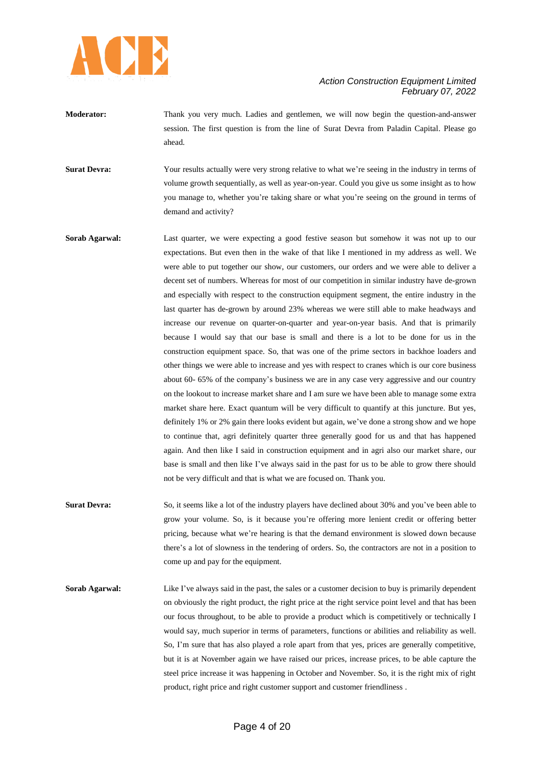**Moderator:** Thank you very much. Ladies and gentlemen, we will now begin the question-and-answer session. The first question is from the line of Surat Devra from Paladin Capital. Please go ahead.

**Surat Devra:** Your results actually were very strong relative to what we're seeing in the industry in terms of volume growth sequentially, as well as year-on-year. Could you give us some insight as to how you manage to, whether you're taking share or what you're seeing on the ground in terms of demand and activity?

**Sorab Agarwal:** Last quarter, we were expecting a good festive season but somehow it was not up to our expectations. But even then in the wake of that like I mentioned in my address as well. We were able to put together our show, our customers, our orders and we were able to deliver a decent set of numbers. Whereas for most of our competition in similar industry have de-grown and especially with respect to the construction equipment segment, the entire industry in the last quarter has de-grown by around 23% whereas we were still able to make headways and increase our revenue on quarter-on-quarter and year-on-year basis. And that is primarily because I would say that our base is small and there is a lot to be done for us in the construction equipment space. So, that was one of the prime sectors in backhoe loaders and other things we were able to increase and yes with respect to cranes which is our core business about 60- 65% of the company's business we are in any case very aggressive and our country on the lookout to increase market share and I am sure we have been able to manage some extra market share here. Exact quantum will be very difficult to quantify at this juncture. But yes, definitely 1% or 2% gain there looks evident but again, we've done a strong show and we hope to continue that, agri definitely quarter three generally good for us and that has happened again. And then like I said in construction equipment and in agri also our market share, our base is small and then like I've always said in the past for us to be able to grow there should not be very difficult and that is what we are focused on. Thank you.

**Surat Devra:** So, it seems like a lot of the industry players have declined about 30% and you've been able to grow your volume. So, is it because you're offering more lenient credit or offering better pricing, because what we're hearing is that the demand environment is slowed down because there's a lot of slowness in the tendering of orders. So, the contractors are not in a position to come up and pay for the equipment.

**Sorab Agarwal:** Like I've always said in the past, the sales or a customer decision to buy is primarily dependent on obviously the right product, the right price at the right service point level and that has been our focus throughout, to be able to provide a product which is competitively or technically I would say, much superior in terms of parameters, functions or abilities and reliability as well. So, I'm sure that has also played a role apart from that yes, prices are generally competitive, but it is at November again we have raised our prices, increase prices, to be able capture the steel price increase it was happening in October and November. So, it is the right mix of right product, right price and right customer support and customer friendliness .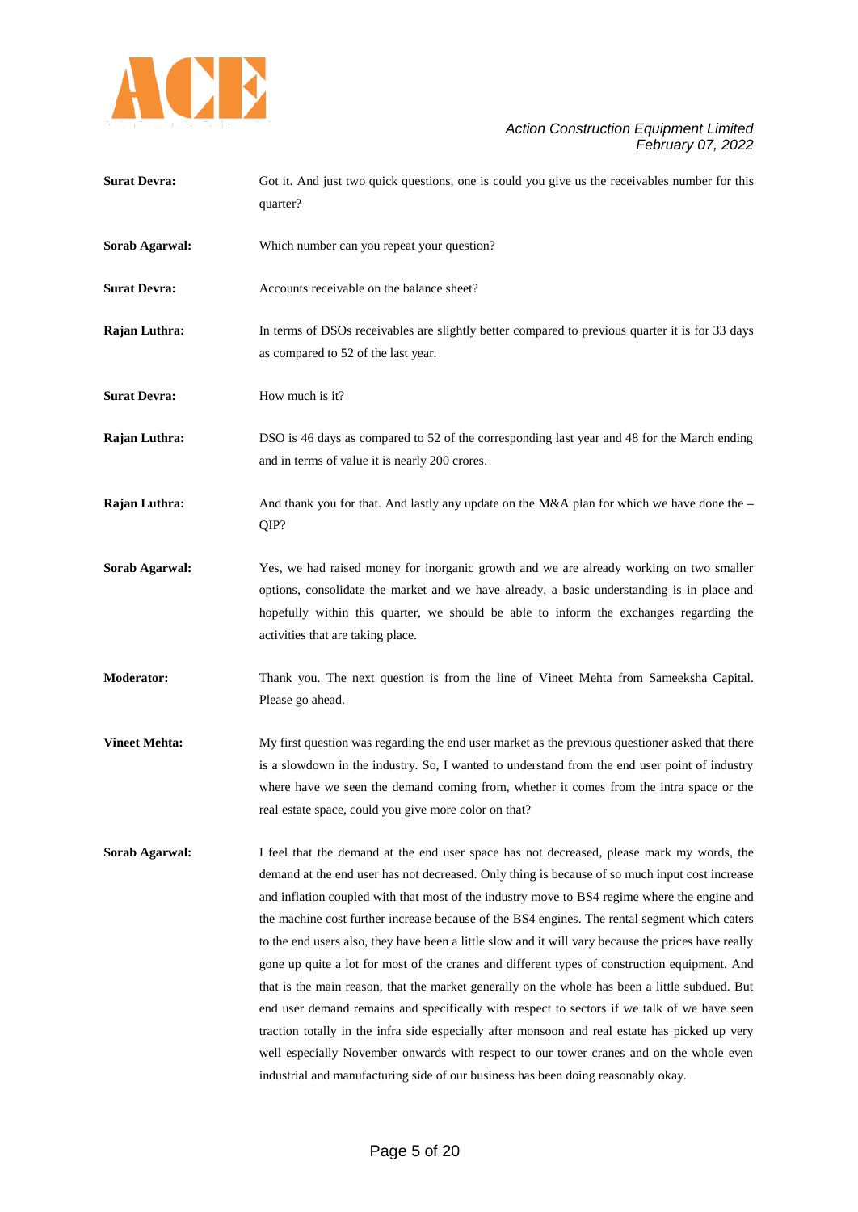**Surat Devra:** Got it. And just two quick questions, one is could you give us the receivables number for this quarter?

**Sorab Agarwal:** Which number can you repeat your question?

**Surat Devra:** Accounts receivable on the balance sheet?

**Rajan Luthra:** In terms of DSOs receivables are slightly better compared to previous quarter it is for 33 days as compared to 52 of the last year.

**Surat Devra:** How much is it?

**Rajan Luthra:** DSO is 46 days as compared to 52 of the corresponding last year and 48 for the March ending and in terms of value it is nearly 200 crores.

**Rajan Luthra:** And thank you for that. And lastly any update on the M&A plan for which we have done the – QIP?

**Sorab Agarwal:** Yes, we had raised money for inorganic growth and we are already working on two smaller options, consolidate the market and we have already, a basic understanding is in place and hopefully within this quarter, we should be able to inform the exchanges regarding the activities that are taking place.

**Moderator:** Thank you. The next question is from the line of Vineet Mehta from Sameeksha Capital. Please go ahead.

**Vineet Mehta:** My first question was regarding the end user market as the previous questioner asked that there is a slowdown in the industry. So, I wanted to understand from the end user point of industry where have we seen the demand coming from, whether it comes from the intra space or the real estate space, could you give more color on that?

**Sorab Agarwal:** I feel that the demand at the end user space has not decreased, please mark my words, the demand at the end user has not decreased. Only thing is because of so much input cost increase and inflation coupled with that most of the industry move to BS4 regime where the engine and the machine cost further increase because of the BS4 engines. The rental segment which caters to the end users also, they have been a little slow and it will vary because the prices have really gone up quite a lot for most of the cranes and different types of construction equipment. And that is the main reason, that the market generally on the whole has been a little subdued. But end user demand remains and specifically with respect to sectors if we talk of we have seen traction totally in the infra side especially after monsoon and real estate has picked up very well especially November onwards with respect to our tower cranes and on the whole even industrial and manufacturing side of our business has been doing reasonably okay.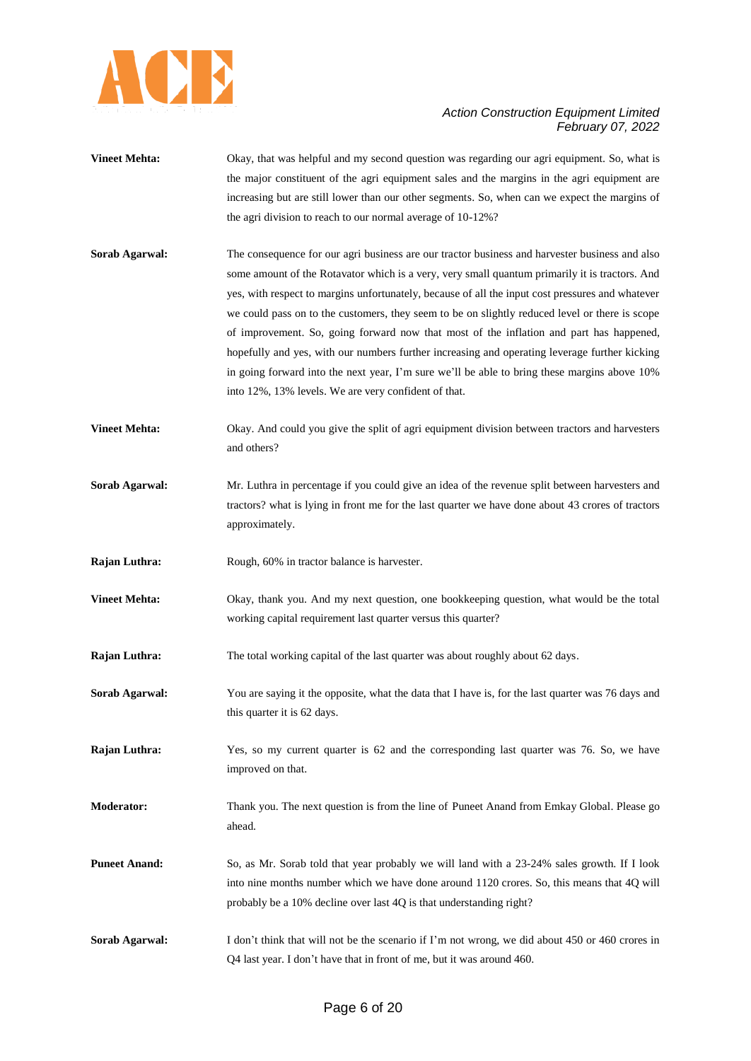**Vineet Mehta:** Okay, that was helpful and my second question was regarding our agri equipment. So, what is the major constituent of the agri equipment sales and the margins in the agri equipment are increasing but are still lower than our other segments. So, when can we expect the margins of the agri division to reach to our normal average of 10-12%?

**Sorab Agarwal:** The consequence for our agri business are our tractor business and harvester business and also some amount of the Rotavator which is a very, very small quantum primarily it is tractors. And yes, with respect to margins unfortunately, because of all the input cost pressures and whatever we could pass on to the customers, they seem to be on slightly reduced level or there is scope of improvement. So, going forward now that most of the inflation and part has happened, hopefully and yes, with our numbers further increasing and operating leverage further kicking in going forward into the next year, I'm sure we'll be able to bring these margins above 10% into 12%, 13% levels. We are very confident of that.

**Vineet Mehta:** Okay. And could you give the split of agri equipment division between tractors and harvesters and others?

**Sorab Agarwal:** Mr. Luthra in percentage if you could give an idea of the revenue split between harvesters and tractors? what is lying in front me for the last quarter we have done about 43 crores of tractors approximately.

**Rajan Luthra:** Rough, 60% in tractor balance is harvester.

**Vineet Mehta:** Okay, thank you. And my next question, one bookkeeping question, what would be the total working capital requirement last quarter versus this quarter?

**Rajan Luthra:** The total working capital of the last quarter was about roughly about 62 days.

**Sorab Agarwal:** You are saying it the opposite, what the data that I have is, for the last quarter was 76 days and this quarter it is 62 days.

**Rajan Luthra:** Yes, so my current quarter is 62 and the corresponding last quarter was 76. So, we have improved on that.

**Moderator:** Thank you. The next question is from the line of Puneet Anand from Emkay Global. Please go ahead.

**Puneet Anand:** So, as Mr. Sorab told that year probably we will land with a 23-24% sales growth. If I look into nine months number which we have done around 1120 crores. So, this means that 4Q will probably be a 10% decline over last 4Q is that understanding right?

**Sorab Agarwal:** I don't think that will not be the scenario if I'm not wrong, we did about 450 or 460 crores in Q4 last year. I don't have that in front of me, but it was around 460.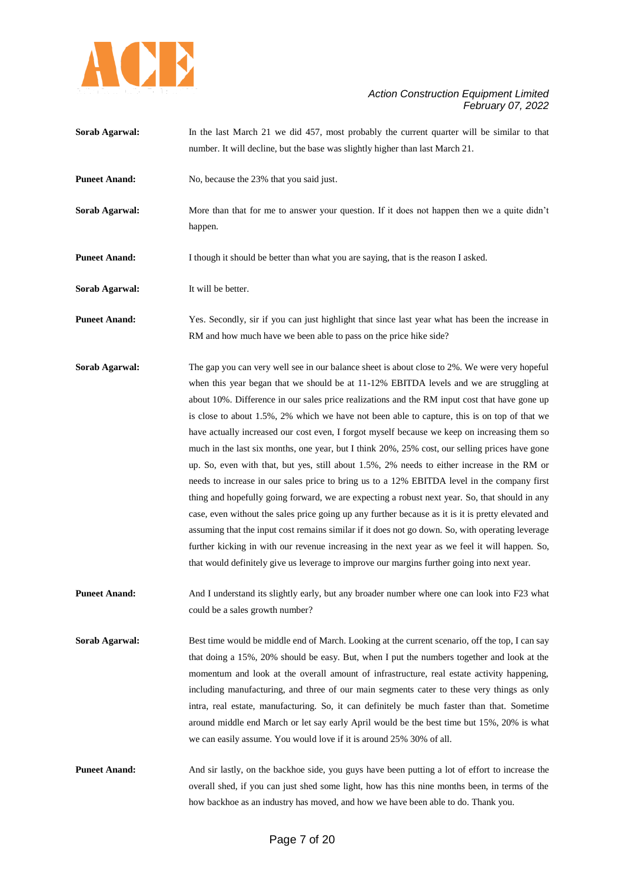**Sorab Agarwal:** In the last March 21 we did 457, most probably the current quarter will be similar to that number. It will decline, but the base was slightly higher than last March 21.

**Puneet Anand:** No, because the 23% that you said just.

**Sorab Agarwal:** More than that for me to answer your question. If it does not happen then we a quite didn't happen.

**Puneet Anand:** I though it should be better than what you are saying, that is the reason I asked.

**Sorab Agarwal:** It will be better.

**Puneet Anand:** Yes. Secondly, sir if you can just highlight that since last year what has been the increase in RM and how much have we been able to pass on the price hike side?

**Sorab Agarwal:** The gap you can very well see in our balance sheet is about close to 2%. We were very hopeful when this year began that we should be at 11-12% EBITDA levels and we are struggling at about 10%. Difference in our sales price realizations and the RM input cost that have gone up is close to about 1.5%, 2% which we have not been able to capture, this is on top of that we have actually increased our cost even, I forgot myself because we keep on increasing them so much in the last six months, one year, but I think 20%, 25% cost, our selling prices have gone up. So, even with that, but yes, still about 1.5%, 2% needs to either increase in the RM or needs to increase in our sales price to bring us to a 12% EBITDA level in the company first thing and hopefully going forward, we are expecting a robust next year. So, that should in any case, even without the sales price going up any further because as it is it is pretty elevated and assuming that the input cost remains similar if it does not go down. So, with operating leverage further kicking in with our revenue increasing in the next year as we feel it will happen. So, that would definitely give us leverage to improve our margins further going into next year.

**Puneet Anand:** And I understand its slightly early, but any broader number where one can look into F23 what could be a sales growth number?

**Sorab Agarwal:** Best time would be middle end of March. Looking at the current scenario, off the top, I can say that doing a 15%, 20% should be easy. But, when I put the numbers together and look at the momentum and look at the overall amount of infrastructure, real estate activity happening, including manufacturing, and three of our main segments cater to these very things as only intra, real estate, manufacturing. So, it can definitely be much faster than that. Sometime around middle end March or let say early April would be the best time but 15%, 20% is what we can easily assume. You would love if it is around 25% 30% of all.

**Puneet Anand:** And sir lastly, on the backhoe side, you guys have been putting a lot of effort to increase the overall shed, if you can just shed some light, how has this nine months been, in terms of the how backhoe as an industry has moved, and how we have been able to do. Thank you.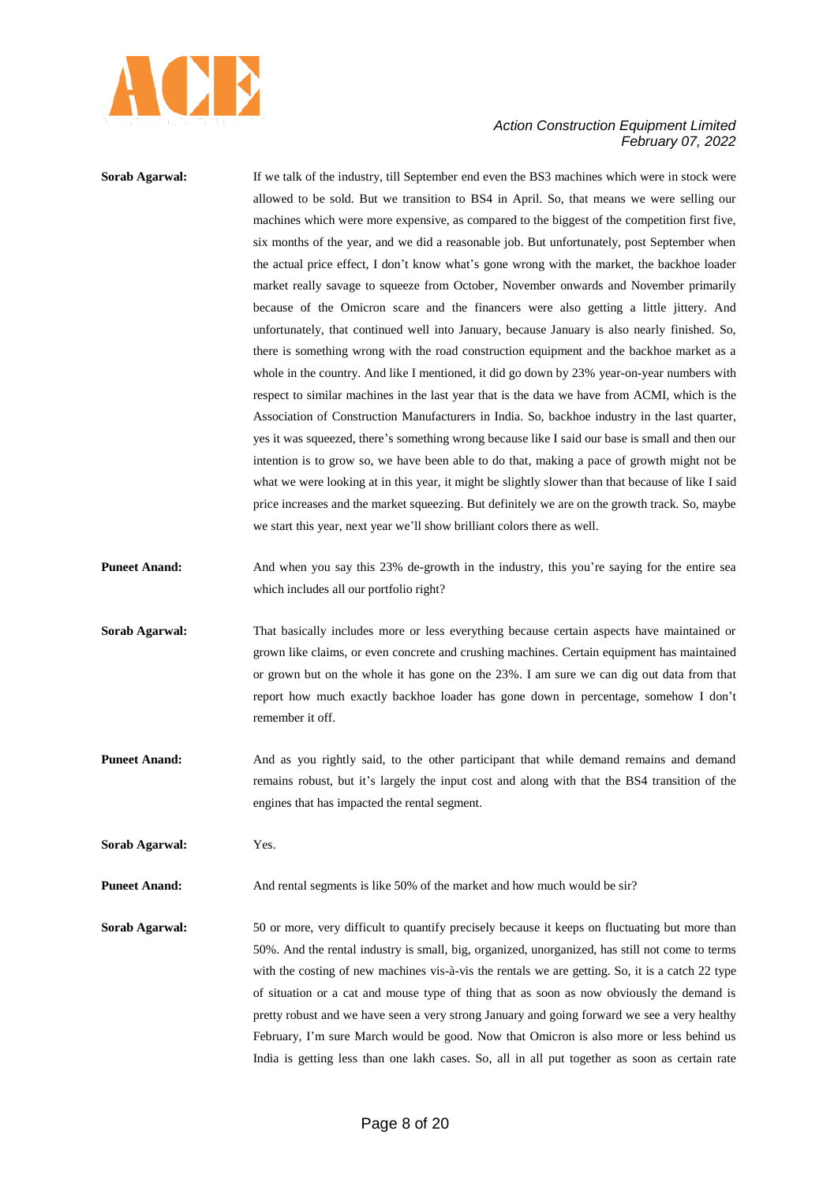**Sorab Agarwal:** If we talk of the industry, till September end even the BS3 machines which were in stock were allowed to be sold. But we transition to BS4 in April. So, that means we were selling our machines which were more expensive, as compared to the biggest of the competition first five, six months of the year, and we did a reasonable job. But unfortunately, post September when the actual price effect, I don't know what's gone wrong with the market, the backhoe loader market really savage to squeeze from October, November onwards and November primarily because of the Omicron scare and the financers were also getting a little jittery. And unfortunately, that continued well into January, because January is also nearly finished. So, there is something wrong with the road construction equipment and the backhoe market as a whole in the country. And like I mentioned, it did go down by 23% year-on-year numbers with respect to similar machines in the last year that is the data we have from ACMI, which is the Association of Construction Manufacturers in India. So, backhoe industry in the last quarter, yes it was squeezed, there's something wrong because like I said our base is small and then our intention is to grow so, we have been able to do that, making a pace of growth might not be what we were looking at in this year, it might be slightly slower than that because of like I said price increases and the market squeezing. But definitely we are on the growth track. So, maybe we start this year, next year we'll show brilliant colors there as well.

**Puneet Anand:** And when you say this 23% de-growth in the industry, this you're saying for the entire sea which includes all our portfolio right?

**Sorab Agarwal:** That basically includes more or less everything because certain aspects have maintained or grown like claims, or even concrete and crushing machines. Certain equipment has maintained or grown but on the whole it has gone on the 23%. I am sure we can dig out data from that report how much exactly backhoe loader has gone down in percentage, somehow I don't remember it off.

**Puneet Anand:** And as you rightly said, to the other participant that while demand remains and demand remains robust, but it's largely the input cost and along with that the BS4 transition of the engines that has impacted the rental segment.

**Sorab Agarwal:** Yes.

**Puneet Anand:** And rental segments is like 50% of the market and how much would be sir?

**Sorab Agarwal:** 50 or more, very difficult to quantify precisely because it keeps on fluctuating but more than 50%. And the rental industry is small, big, organized, unorganized, has still not come to terms with the costing of new machines vis-à-vis the rentals we are getting. So, it is a catch 22 type of situation or a cat and mouse type of thing that as soon as now obviously the demand is pretty robust and we have seen a very strong January and going forward we see a very healthy February, I'm sure March would be good. Now that Omicron is also more or less behind us India is getting less than one lakh cases. So, all in all put together as soon as certain rate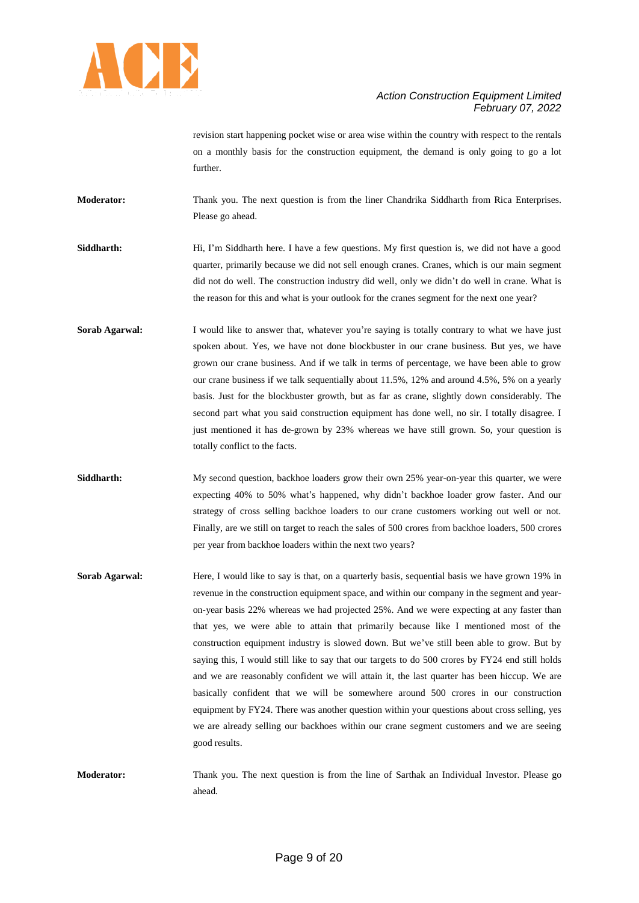revision start happening pocket wise or area wise within the country with respect to the rentals on a monthly basis for the construction equipment, the demand is only going to go a lot further.

**Moderator:** Thank you. The next question is from the liner Chandrika Siddharth from Rica Enterprises. Please go ahead.

**Siddharth:** Hi, I'm Siddharth here. I have a few questions. My first question is, we did not have a good quarter, primarily because we did not sell enough cranes. Cranes, which is our main segment did not do well. The construction industry did well, only we didn't do well in crane. What is the reason for this and what is your outlook for the cranes segment for the next one year?

**Sorab Agarwal:** I would like to answer that, whatever you're saying is totally contrary to what we have just spoken about. Yes, we have not done blockbuster in our crane business. But yes, we have grown our crane business. And if we talk in terms of percentage, we have been able to grow our crane business if we talk sequentially about 11.5%, 12% and around 4.5%, 5% on a yearly basis. Just for the blockbuster growth, but as far as crane, slightly down considerably. The second part what you said construction equipment has done well, no sir. I totally disagree. I just mentioned it has de-grown by 23% whereas we have still grown. So, your question is totally conflict to the facts.

**Siddharth:** My second question, backhoe loaders grow their own 25% year-on-year this quarter, we were expecting 40% to 50% what's happened, why didn't backhoe loader grow faster. And our strategy of cross selling backhoe loaders to our crane customers working out well or not. Finally, are we still on target to reach the sales of 500 crores from backhoe loaders, 500 crores per year from backhoe loaders within the next two years?

**Sorab Agarwal:** Here, I would like to say is that, on a quarterly basis, sequential basis we have grown 19% in revenue in the construction equipment space, and within our company in the segment and year-on-year basis 22% whereas we had projected 25%. And we were expecting at any faster than that yes, we were able to attain that primarily because like I mentioned most of the construction equipment industry is slowed down. But we've still been able to grow. But by saying this, I would still like to say that our targets to do 500 crores by FY24 end still holds and we are reasonably confident we will attain it, the last quarter has been hiccup. We are basically confident that we will be somewhere around 500 crores in our construction equipment by FY24. There was another question within your questions about cross selling, yes we are already selling our backhoes within our crane segment customers and we are seeing good results.

**Moderator:** Thank you. The next question is from the line of Sarthak an Individual Investor. Please go ahead.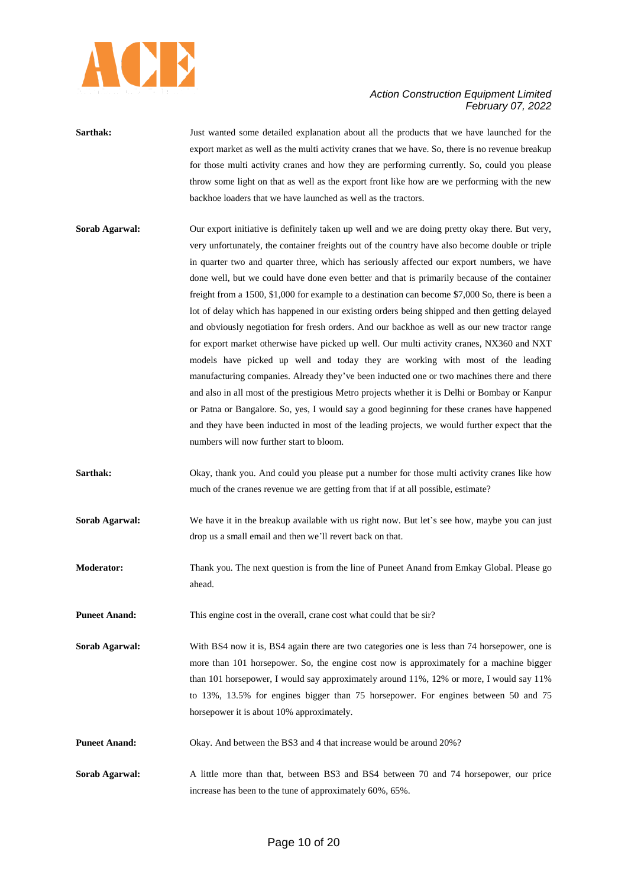**Sarthak:** Just wanted some detailed explanation about all the products that we have launched for the export market as well as the multi activity cranes that we have. So, there is no revenue breakup for those multi activity cranes and how they are performing currently. So, could you please throw some light on that as well as the export front like how are we performing with the new backhoe loaders that we have launched as well as the tractors.

**Sorab Agarwal:** Our export initiative is definitely taken up well and we are doing pretty okay there. But very, very unfortunately, the container freights out of the country have also become double or triple in quarter two and quarter three, which has seriously affected our export numbers, we have done well, but we could have done even better and that is primarily because of the container freight from a 1500, $1,000 for example to a destination can become $7,000 So, there is been a lot of delay which has happened in our existing orders being shipped and then getting delayed and obviously negotiation for fresh orders. And our backhoe as well as our new tractor range for export market otherwise have picked up well. Our multi activity cranes, NX360 and NXT models have picked up well and today they are working with most of the leading manufacturing companies. Already they've been inducted one or two machines there and there and also in all most of the prestigious Metro projects whether it is Delhi or Bombay or Kanpur or Patna or Bangalore. So, yes, I would say a good beginning for these cranes have happened and they have been inducted in most of the leading projects, we would further expect that the numbers will now further start to bloom.

**Sarthak:** Okay, thank you. And could you please put a number for those multi activity cranes like how much of the cranes revenue we are getting from that if at all possible, estimate?

**Sorab Agarwal:** We have it in the breakup available with us right now. But let's see how, maybe you can just drop us a small email and then we'll revert back on that.

**Moderator:** Thank you. The next question is from the line of Puneet Anand from Emkay Global. Please go ahead.

**Puneet Anand:** This engine cost in the overall, crane cost what could that be sir?

**Sorab Agarwal:** With BS4 now it is, BS4 again there are two categories one is less than 74 horsepower, one is more than 101 horsepower. So, the engine cost now is approximately for a machine bigger than 101 horsepower, I would say approximately around 11%, 12% or more, I would say 11% to 13%, 13.5% for engines bigger than 75 horsepower. For engines between 50 and 75 horsepower it is about 10% approximately.

**Puneet Anand:** Okay. And between the BS3 and 4 that increase would be around 20%?

**Sorab Agarwal:** A little more than that, between BS3 and BS4 between 70 and 74 horsepower, our price increase has been to the tune of approximately 60%, 65%.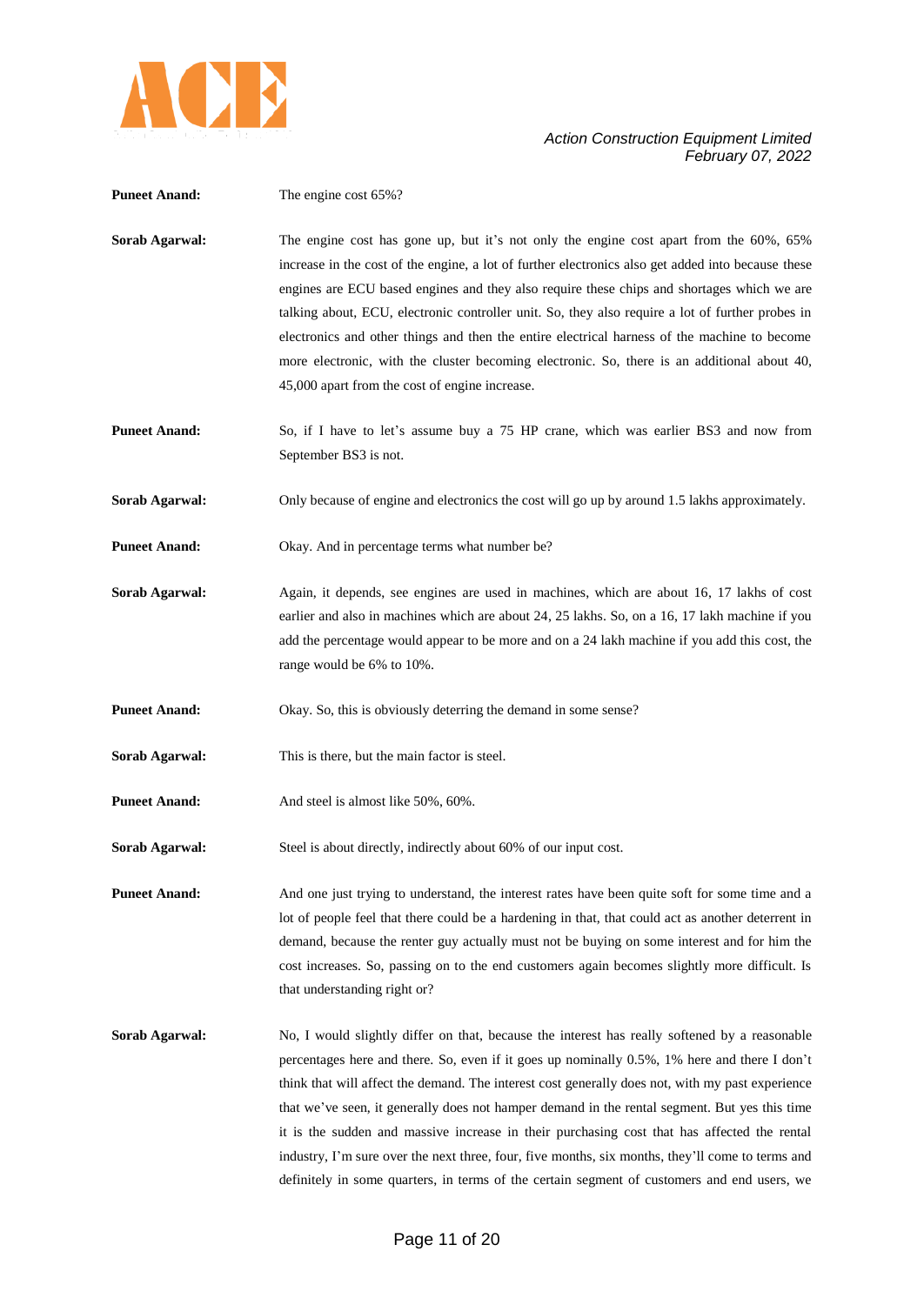**Puneet Anand:** The engine cost 65%?

**Sorab Agarwal:** The engine cost has gone up, but it's not only the engine cost apart from the 60%, 65% increase in the cost of the engine, a lot of further electronics also get added into because these engines are ECU based engines and they also require these chips and shortages which we are talking about, ECU, electronic controller unit. So, they also require a lot of further probes in electronics and other things and then the entire electrical harness of the machine to become more electronic, with the cluster becoming electronic. So, there is an additional about 40, 45,000 apart from the cost of engine increase.

**Puneet Anand:** So, if I have to let's assume buy a 75 HP crane, which was earlier BS3 and now from September BS3 is not.

**Sorab Agarwal:** Only because of engine and electronics the cost will go up by around 1.5 lakhs approximately.

**Puneet Anand:** Okay. And in percentage terms what number be?

**Sorab Agarwal:** Again, it depends, see engines are used in machines, which are about 16, 17 lakhs of cost earlier and also in machines which are about 24, 25 lakhs. So, on a 16, 17 lakh machine if you add the percentage would appear to be more and on a 24 lakh machine if you add this cost, the range would be 6% to 10%.

**Puneet Anand:** Okay. So, this is obviously deterring the demand in some sense?

**Sorab Agarwal:** This is there, but the main factor is steel.

**Puneet Anand:** And steel is almost like 50%, 60%.

**Sorab Agarwal:** Steel is about directly, indirectly about 60% of our input cost.

**Puneet Anand:** And one just trying to understand, the interest rates have been quite soft for some time and a lot of people feel that there could be a hardening in that, that could act as another deterrent in demand, because the renter guy actually must not be buying on some interest and for him the cost increases. So, passing on to the end customers again becomes slightly more difficult. Is that understanding right or?

**Sorab Agarwal:** No, I would slightly differ on that, because the interest has really softened by a reasonable percentages here and there. So, even if it goes up nominally 0.5%, 1% here and there I don't think that will affect the demand. The interest cost generally does not, with my past experience that we've seen, it generally does not hamper demand in the rental segment. But yes this time it is the sudden and massive increase in their purchasing cost that has affected the rental industry, I'm sure over the next three, four, five months, six months, they'll come to terms and definitely in some quarters, in terms of the certain segment of customers and end users, we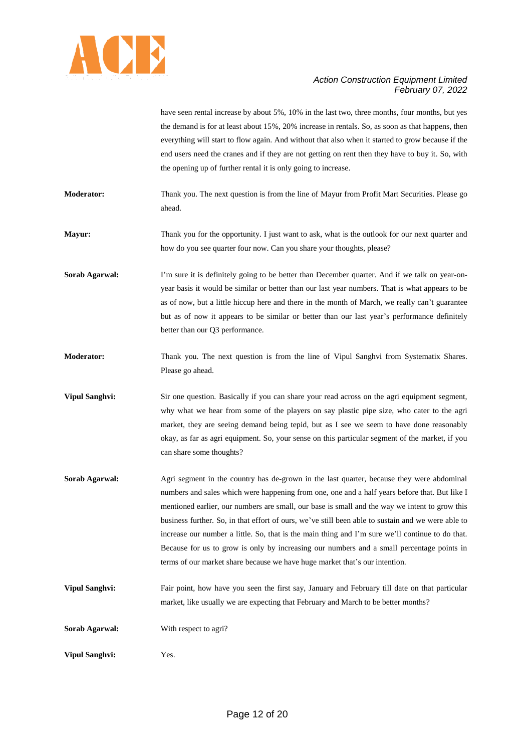have seen rental increase by about 5%, 10% in the last two, three months, four months, but yes the demand is for at least about 15%, 20% increase in rentals. So, as soon as that happens, then everything will start to flow again. And without that also when it started to grow because if the end users need the cranes and if they are not getting on rent then they have to buy it. So, with the opening up of further rental it is only going to increase.

**Moderator:** Thank you. The next question is from the line of Mayur from Profit Mart Securities. Please go ahead.

**Mayur:** Thank you for the opportunity. I just want to ask, what is the outlook for our next quarter and how do you see quarter four now. Can you share your thoughts, please?

**Sorab Agarwal:** I'm sure it is definitely going to be better than December quarter. And if we talk on year-on-year basis it would be similar or better than our last year numbers. That is what appears to be as of now, but a little hiccup here and there in the month of March, we really can't guarantee but as of now it appears to be similar or better than our last year's performance definitely better than our Q3 performance.

**Moderator:** Thank you. The next question is from the line of Vipul Sanghvi from Systematix Shares. Please go ahead.

**Vipul Sanghvi:** Sir one question. Basically if you can share your read across on the agri equipment segment, why what we hear from some of the players on say plastic pipe size, who cater to the agri market, they are seeing demand being tepid, but as I see we seem to have done reasonably okay, as far as agri equipment. So, your sense on this particular segment of the market, if you can share some thoughts?

**Sorab Agarwal:** Agri segment in the country has de-grown in the last quarter, because they were abdominal numbers and sales which were happening from one, one and a half years before that. But like I mentioned earlier, our numbers are small, our base is small and the way we intent to grow this business further. So, in that effort of ours, we've still been able to sustain and we were able to increase our number a little. So, that is the main thing and I'm sure we'll continue to do that. Because for us to grow is only by increasing our numbers and a small percentage points in terms of our market share because we have huge market that's our intention.

**Vipul Sanghvi:** Fair point, how have you seen the first say, January and February till date on that particular market, like usually we are expecting that February and March to be better months?

**Sorab Agarwal:** With respect to agri?

**Vipul Sanghvi:** Yes.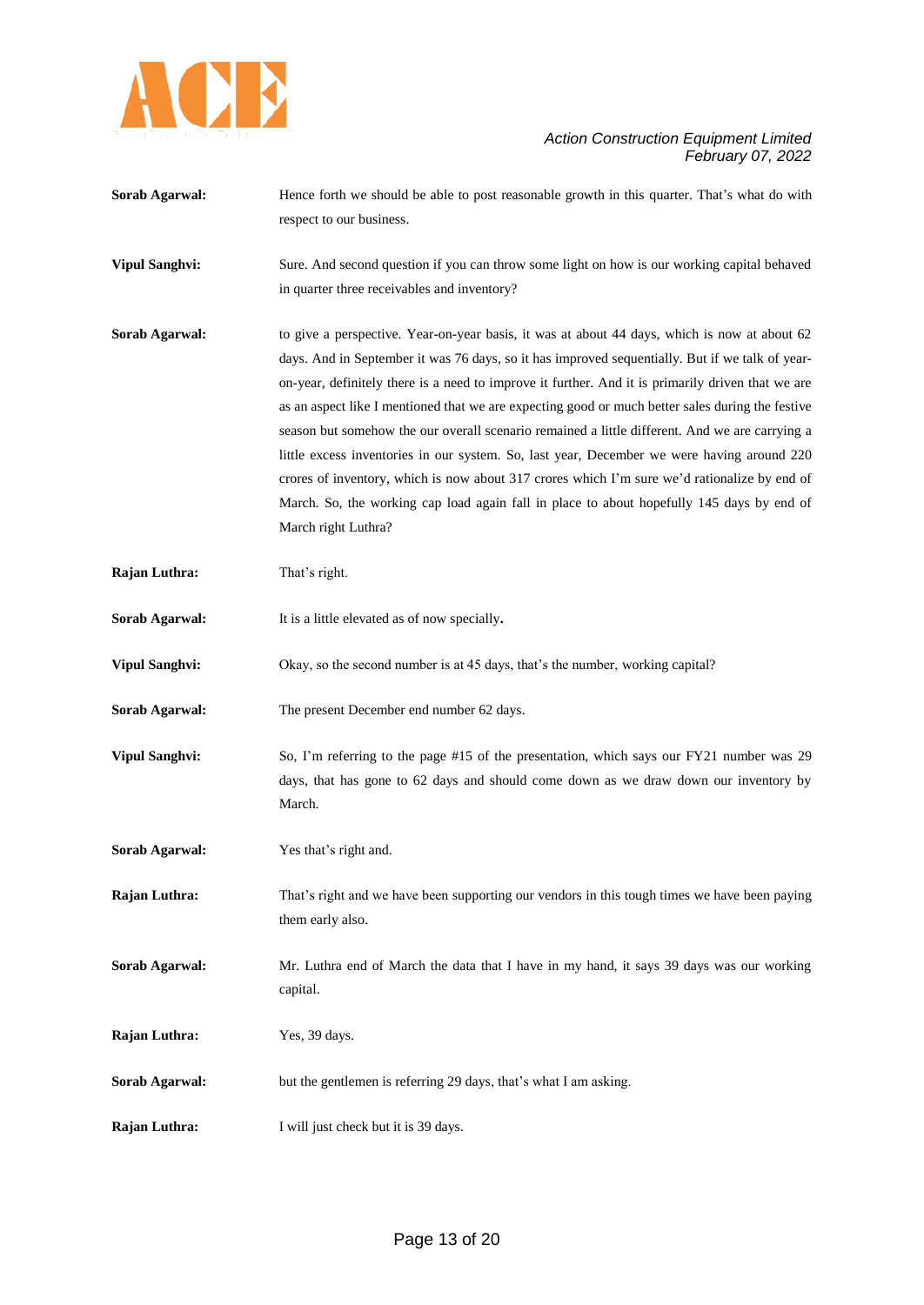**Sorab Agarwal:** Hence forth we should be able to post reasonable growth in this quarter. That's what do with respect to our business.

**Vipul Sanghvi:** Sure. And second question if you can throw some light on how is our working capital behaved in quarter three receivables and inventory?

**Sorab Agarwal:** to give a perspective. Year-on-year basis, it was at about 44 days, which is now at about 62 days. And in September it was 76 days, so it has improved sequentially. But if we talk of year-on-year, definitely there is a need to improve it further. And it is primarily driven that we are as an aspect like I mentioned that we are expecting good or much better sales during the festive season but somehow the our overall scenario remained a little different. And we are carrying a little excess inventories in our system. So, last year, December we were having around 220 crores of inventory, which is now about 317 crores which I'm sure we'd rationalize by end of March. So, the working cap load again fall in place to about hopefully 145 days by end of March right Luthra?

**Rajan Luthra:** That's right.

**Sorab Agarwal:** It is a little elevated as of now specially**.**

**Vipul Sanghvi:** Okay, so the second number is at 45 days, that's the number, working capital?

**Sorab Agarwal:** The present December end number 62 days.

**Vipul Sanghvi:** So, I'm referring to the page #15 of the presentation, which says our FY21 number was 29 days, that has gone to 62 days and should come down as we draw down our inventory by March.

**Sorab Agarwal:** Yes that's right and.

**Rajan Luthra:** That's right and we have been supporting our vendors in this tough times we have been paying them early also.

**Sorab Agarwal:** Mr. Luthra end of March the data that I have in my hand, it says 39 days was our working capital.

**Rajan Luthra:** Yes, 39 days.

**Sorab Agarwal:** but the gentlemen is referring 29 days, that's what I am asking.

**Rajan Luthra:** I will just check but it is 39 days.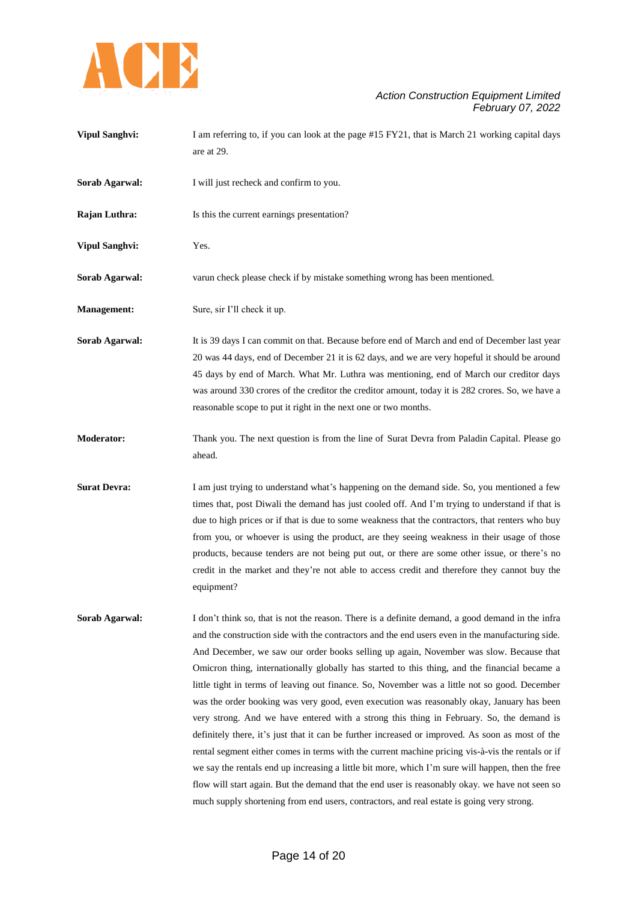**Vipul Sanghvi:** I am referring to, if you can look at the page #15 FY21, that is March 21 working capital days are at 29.

**Sorab Agarwal:** I will just recheck and confirm to you.

**Rajan Luthra:** Is this the current earnings presentation?

**Vipul Sanghvi:** Yes.

**Sorab Agarwal:** varun check please check if by mistake something wrong has been mentioned.

**Management:** Sure, sir I'll check it up.

**Sorab Agarwal:** It is 39 days I can commit on that. Because before end of March and end of December last year 20 was 44 days, end of December 21 it is 62 days, and we are very hopeful it should be around 45 days by end of March. What Mr. Luthra was mentioning, end of March our creditor days was around 330 crores of the creditor the creditor amount, today it is 282 crores. So, we have a reasonable scope to put it right in the next one or two months.

**Moderator:** Thank you. The next question is from the line of Surat Devra from Paladin Capital. Please go ahead.

**Surat Devra:** I am just trying to understand what's happening on the demand side. So, you mentioned a few times that, post Diwali the demand has just cooled off. And I'm trying to understand if that is due to high prices or if that is due to some weakness that the contractors, that renters who buy from you, or whoever is using the product, are they seeing weakness in their usage of those products, because tenders are not being put out, or there are some other issue, or there's no credit in the market and they're not able to access credit and therefore they cannot buy the equipment?

**Sorab Agarwal:** I don't think so, that is not the reason. There is a definite demand, a good demand in the infra and the construction side with the contractors and the end users even in the manufacturing side. And December, we saw our order books selling up again, November was slow. Because that Omicron thing, internationally globally has started to this thing, and the financial became a little tight in terms of leaving out finance. So, November was a little not so good. December was the order booking was very good, even execution was reasonably okay, January has been very strong. And we have entered with a strong this thing in February. So, the demand is definitely there, it's just that it can be further increased or improved. As soon as most of the rental segment either comes in terms with the current machine pricing vis-à-vis the rentals or if we say the rentals end up increasing a little bit more, which I'm sure will happen, then the free flow will start again. But the demand that the end user is reasonably okay. we have not seen so much supply shortening from end users, contractors, and real estate is going very strong.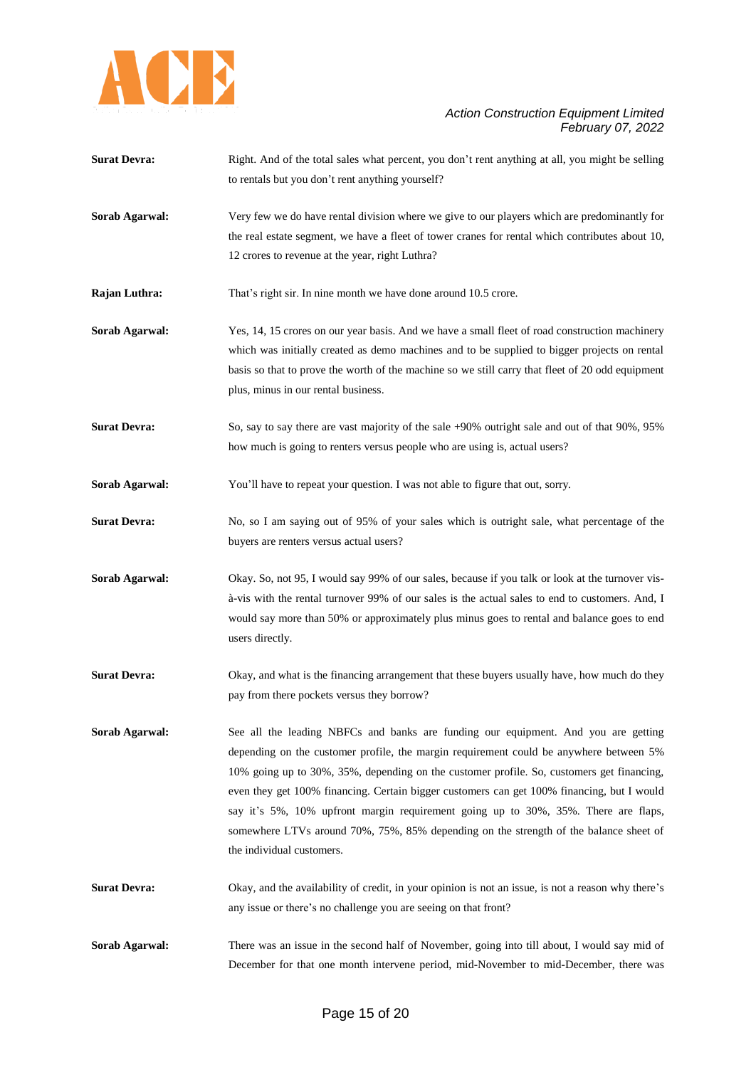**Surat Devra:** Right. And of the total sales what percent, you don't rent anything at all, you might be selling to rentals but you don't rent anything yourself?

**Sorab Agarwal:** Very few we do have rental division where we give to our players which are predominantly for the real estate segment, we have a fleet of tower cranes for rental which contributes about 10, 12 crores to revenue at the year, right Luthra?

**Rajan Luthra:** That's right sir. In nine month we have done around 10.5 crore.

**Sorab Agarwal:** Yes, 14, 15 crores on our year basis. And we have a small fleet of road construction machinery which was initially created as demo machines and to be supplied to bigger projects on rental basis so that to prove the worth of the machine so we still carry that fleet of 20 odd equipment plus, minus in our rental business.

**Surat Devra:** So, say to say there are vast majority of the sale +90% outright sale and out of that 90%, 95% how much is going to renters versus people who are using is, actual users?

**Sorab Agarwal:** You'll have to repeat your question. I was not able to figure that out, sorry.

**Surat Devra:** No, so I am saying out of 95% of your sales which is outright sale, what percentage of the buyers are renters versus actual users?

**Sorab Agarwal:** Okay. So, not 95, I would say 99% of our sales, because if you talk or look at the turnover vis-à-vis with the rental turnover 99% of our sales is the actual sales to end to customers. And, I would say more than 50% or approximately plus minus goes to rental and balance goes to end users directly.

**Surat Devra:** Okay, and what is the financing arrangement that these buyers usually have, how much do they pay from there pockets versus they borrow?

**Sorab Agarwal:** See all the leading NBFCs and banks are funding our equipment. And you are getting depending on the customer profile, the margin requirement could be anywhere between 5% 10% going up to 30%, 35%, depending on the customer profile. So, customers get financing, even they get 100% financing. Certain bigger customers can get 100% financing, but I would say it's 5%, 10% upfront margin requirement going up to 30%, 35%. There are flaps, somewhere LTVs around 70%, 75%, 85% depending on the strength of the balance sheet of the individual customers.

**Surat Devra:** Okay, and the availability of credit, in your opinion is not an issue, is not a reason why there's any issue or there's no challenge you are seeing on that front?

**Sorab Agarwal:** There was an issue in the second half of November, going into till about, I would say mid of December for that one month intervene period, mid-November to mid-December, there was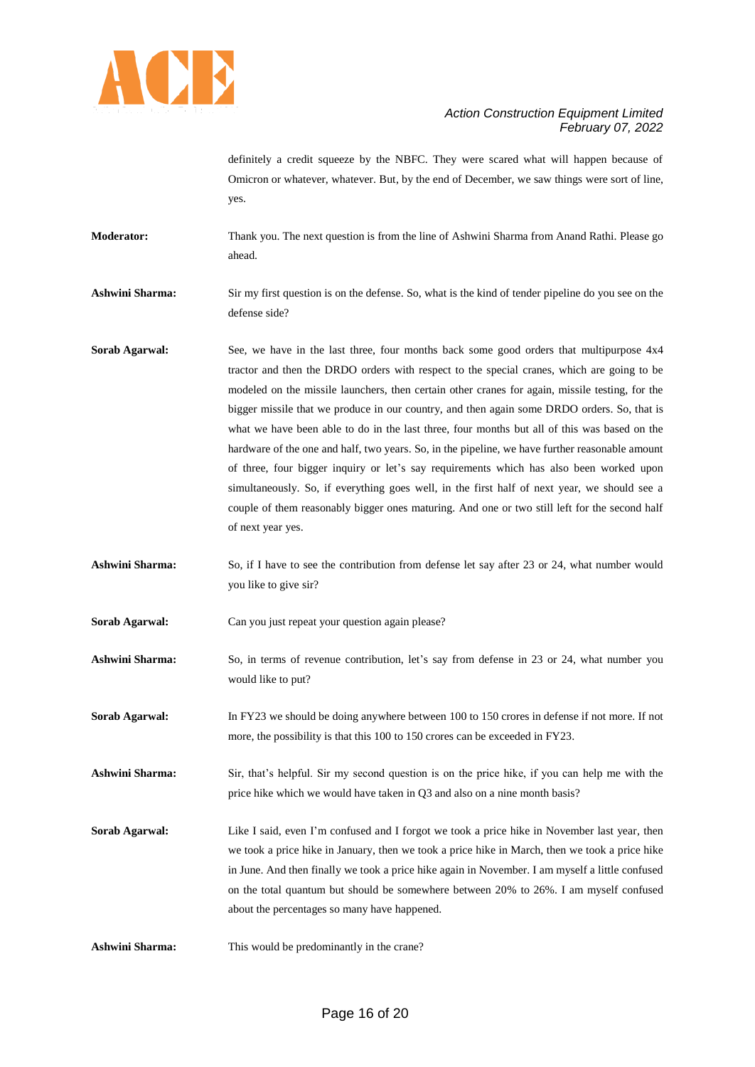definitely a credit squeeze by the NBFC. They were scared what will happen because of Omicron or whatever, whatever. But, by the end of December, we saw things were sort of line, yes.

**Moderator:** Thank you. The next question is from the line of Ashwini Sharma from Anand Rathi. Please go ahead.

**Ashwini Sharma:** Sir my first question is on the defense. So, what is the kind of tender pipeline do you see on the defense side?

**Sorab Agarwal:** See, we have in the last three, four months back some good orders that multipurpose 4x4 tractor and then the DRDO orders with respect to the special cranes, which are going to be modeled on the missile launchers, then certain other cranes for again, missile testing, for the bigger missile that we produce in our country, and then again some DRDO orders. So, that is what we have been able to do in the last three, four months but all of this was based on the hardware of the one and half, two years. So, in the pipeline, we have further reasonable amount of three, four bigger inquiry or let's say requirements which has also been worked upon simultaneously. So, if everything goes well, in the first half of next year, we should see a couple of them reasonably bigger ones maturing. And one or two still left for the second half of next year yes.

**Ashwini Sharma:** So, if I have to see the contribution from defense let say after 23 or 24, what number would you like to give sir?

**Sorab Agarwal:** Can you just repeat your question again please?

**Ashwini Sharma:** So, in terms of revenue contribution, let's say from defense in 23 or 24, what number you would like to put?

**Sorab Agarwal:** In FY23 we should be doing anywhere between 100 to 150 crores in defense if not more. If not more, the possibility is that this 100 to 150 crores can be exceeded in FY23.

**Ashwini Sharma:** Sir, that's helpful. Sir my second question is on the price hike, if you can help me with the price hike which we would have taken in Q3 and also on a nine month basis?

**Sorab Agarwal:** Like I said, even I'm confused and I forgot we took a price hike in November last year, then we took a price hike in January, then we took a price hike in March, then we took a price hike in June. And then finally we took a price hike again in November. I am myself a little confused on the total quantum but should be somewhere between 20% to 26%. I am myself confused about the percentages so many have happened.

**Ashwini Sharma:** This would be predominantly in the crane?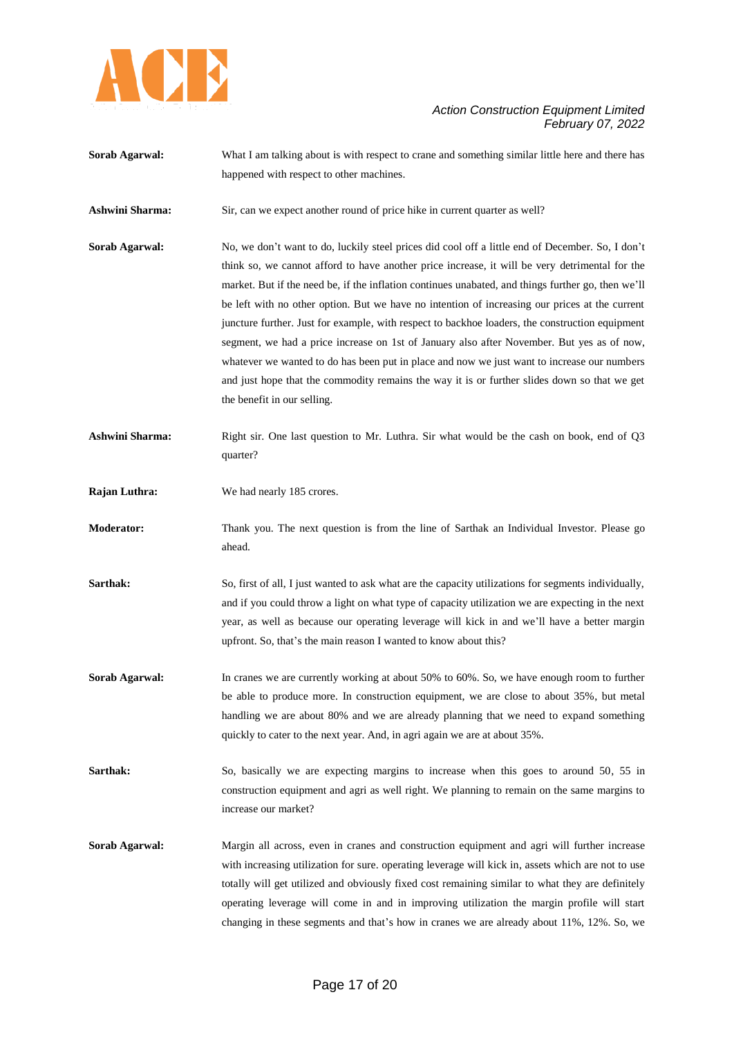**Sorab Agarwal:** What I am talking about is with respect to crane and something similar little here and there has happened with respect to other machines.

**Ashwini Sharma:** Sir, can we expect another round of price hike in current quarter as well?

**Sorab Agarwal:** No, we don't want to do, luckily steel prices did cool off a little end of December. So, I don't think so, we cannot afford to have another price increase, it will be very detrimental for the market. But if the need be, if the inflation continues unabated, and things further go, then we'll be left with no other option. But we have no intention of increasing our prices at the current juncture further. Just for example, with respect to backhoe loaders, the construction equipment segment, we had a price increase on 1st of January also after November. But yes as of now, whatever we wanted to do has been put in place and now we just want to increase our numbers and just hope that the commodity remains the way it is or further slides down so that we get the benefit in our selling.

**Ashwini Sharma:** Right sir. One last question to Mr. Luthra. Sir what would be the cash on book, end of Q3 quarter?

**Rajan Luthra:** We had nearly 185 crores.

**Moderator:** Thank you. The next question is from the line of Sarthak an Individual Investor. Please go ahead.

**Sarthak:** So, first of all, I just wanted to ask what are the capacity utilizations for segments individually, and if you could throw a light on what type of capacity utilization we are expecting in the next year, as well as because our operating leverage will kick in and we'll have a better margin upfront. So, that's the main reason I wanted to know about this?

**Sorab Agarwal:** In cranes we are currently working at about 50% to 60%. So, we have enough room to further be able to produce more. In construction equipment, we are close to about 35%, but metal handling we are about 80% and we are already planning that we need to expand something quickly to cater to the next year. And, in agri again we are at about 35%.

**Sarthak:** So, basically we are expecting margins to increase when this goes to around 50, 55 in construction equipment and agri as well right. We planning to remain on the same margins to increase our market?

**Sorab Agarwal:** Margin all across, even in cranes and construction equipment and agri will further increase with increasing utilization for sure. operating leverage will kick in, assets which are not to use totally will get utilized and obviously fixed cost remaining similar to what they are definitely operating leverage will come in and in improving utilization the margin profile will start changing in these segments and that's how in cranes we are already about 11%, 12%. So, we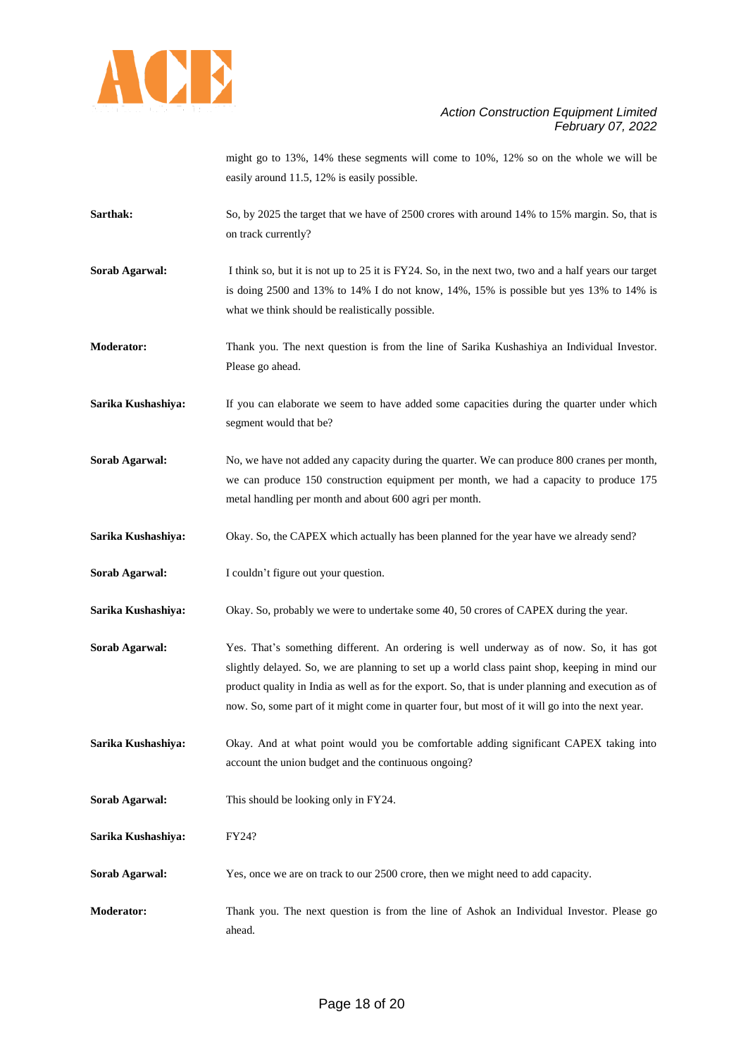might go to 13%, 14% these segments will come to 10%, 12% so on the whole we will be easily around 11.5, 12% is easily possible.

**Sarthak:** So, by 2025 the target that we have of 2500 crores with around 14% to 15% margin. So, that is on track currently?

**Sorab Agarwal:** I think so, but it is not up to 25 it is FY24. So, in the next two, two and a half years our target is doing 2500 and 13% to 14% I do not know, 14%, 15% is possible but yes 13% to 14% is what we think should be realistically possible.

**Moderator:** Thank you. The next question is from the line of Sarika Kushashiya an Individual Investor. Please go ahead.

**Sarika Kushashiya:** If you can elaborate we seem to have added some capacities during the quarter under which segment would that be?

**Sorab Agarwal:** No, we have not added any capacity during the quarter. We can produce 800 cranes per month, we can produce 150 construction equipment per month, we had a capacity to produce 175 metal handling per month and about 600 agri per month.

**Sarika Kushashiya:** Okay. So, the CAPEX which actually has been planned for the year have we already send?

**Sorab Agarwal:** I couldn't figure out your question.

**Sarika Kushashiya:** Okay. So, probably we were to undertake some 40, 50 crores of CAPEX during the year.

**Sorab Agarwal:** Yes. That's something different. An ordering is well underway as of now. So, it has got slightly delayed. So, we are planning to set up a world class paint shop, keeping in mind our product quality in India as well as for the export. So, that is under planning and execution as of now. So, some part of it might come in quarter four, but most of it will go into the next year.

**Sarika Kushashiya:** Okay. And at what point would you be comfortable adding significant CAPEX taking into account the union budget and the continuous ongoing?

**Sorab Agarwal:** This should be looking only in FY24.

**Sarika Kushashiya:** FY24?

**Sorab Agarwal:** Yes, once we are on track to our 2500 crore, then we might need to add capacity.

**Moderator:** Thank you. The next question is from the line of Ashok an Individual Investor. Please go ahead.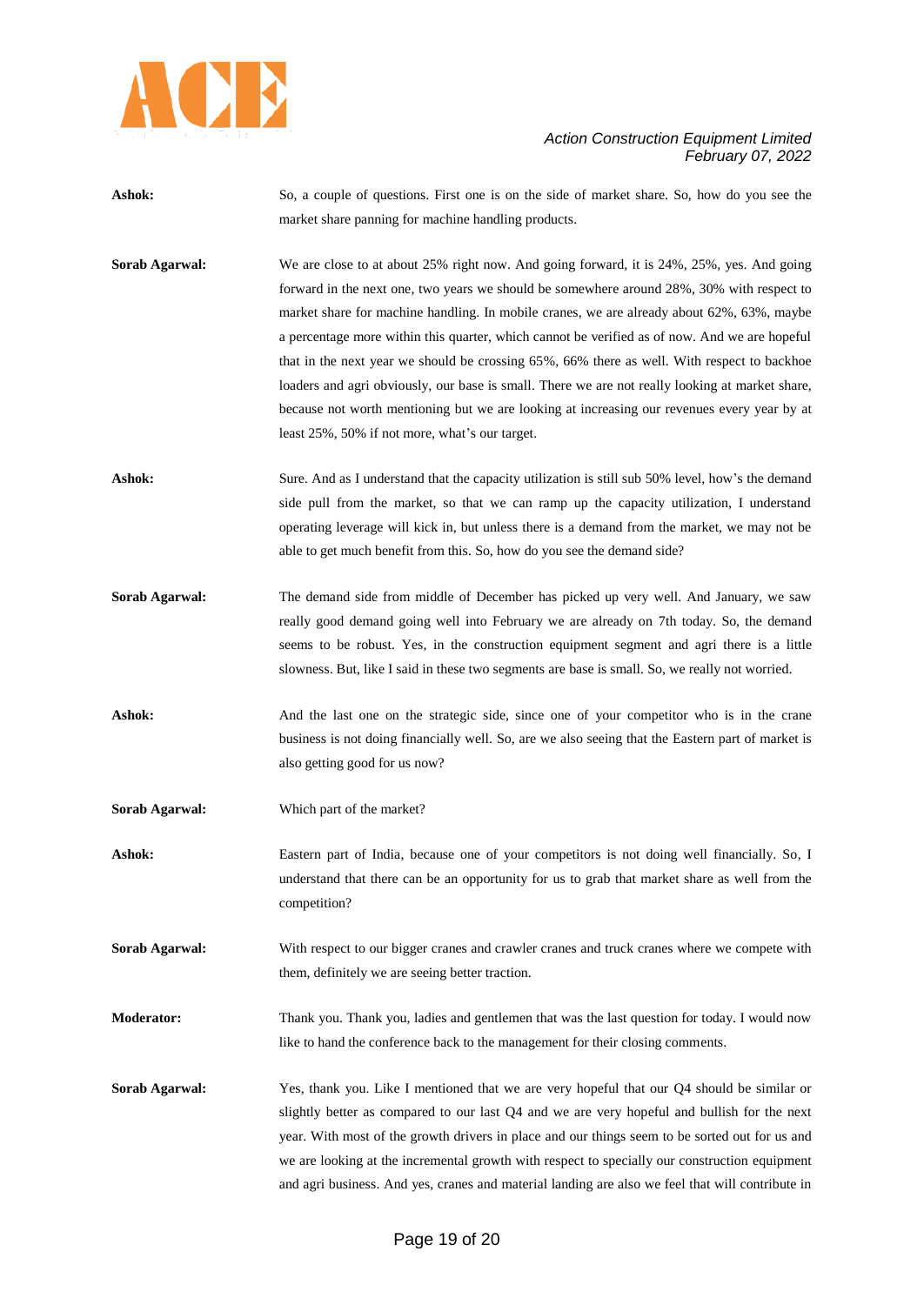**Ashok:** So, a couple of questions. First one is on the side of market share. So, how do you see the market share panning for machine handling products.

**Sorab Agarwal:** We are close to at about 25% right now. And going forward, it is 24%, 25%, yes. And going forward in the next one, two years we should be somewhere around 28%, 30% with respect to market share for machine handling. In mobile cranes, we are already about 62%, 63%, maybe a percentage more within this quarter, which cannot be verified as of now. And we are hopeful that in the next year we should be crossing 65%, 66% there as well. With respect to backhoe loaders and agri obviously, our base is small. There we are not really looking at market share, because not worth mentioning but we are looking at increasing our revenues every year by at least 25%, 50% if not more, what's our target.

**Ashok:** Sure. And as I understand that the capacity utilization is still sub 50% level, how's the demand side pull from the market, so that we can ramp up the capacity utilization, I understand operating leverage will kick in, but unless there is a demand from the market, we may not be able to get much benefit from this. So, how do you see the demand side?

**Sorab Agarwal:** The demand side from middle of December has picked up very well. And January, we saw really good demand going well into February we are already on 7th today. So, the demand seems to be robust. Yes, in the construction equipment segment and agri there is a little slowness. But, like I said in these two segments are base is small. So, we really not worried.

**Ashok:** And the last one on the strategic side, since one of your competitor who is in the crane business is not doing financially well. So, are we also seeing that the Eastern part of market is also getting good for us now?

**Sorab Agarwal:** Which part of the market?

**Ashok:** Eastern part of India, because one of your competitors is not doing well financially. So, I understand that there can be an opportunity for us to grab that market share as well from the competition?

**Sorab Agarwal:** With respect to our bigger cranes and crawler cranes and truck cranes where we compete with them, definitely we are seeing better traction.

**Moderator:** Thank you. Thank you, ladies and gentlemen that was the last question for today. I would now like to hand the conference back to the management for their closing comments.

**Sorab Agarwal:** Yes, thank you. Like I mentioned that we are very hopeful that our Q4 should be similar or slightly better as compared to our last Q4 and we are very hopeful and bullish for the next year. With most of the growth drivers in place and our things seem to be sorted out for us and we are looking at the incremental growth with respect to specially our construction equipment and agri business. And yes, cranes and material landing are also we feel that will contribute in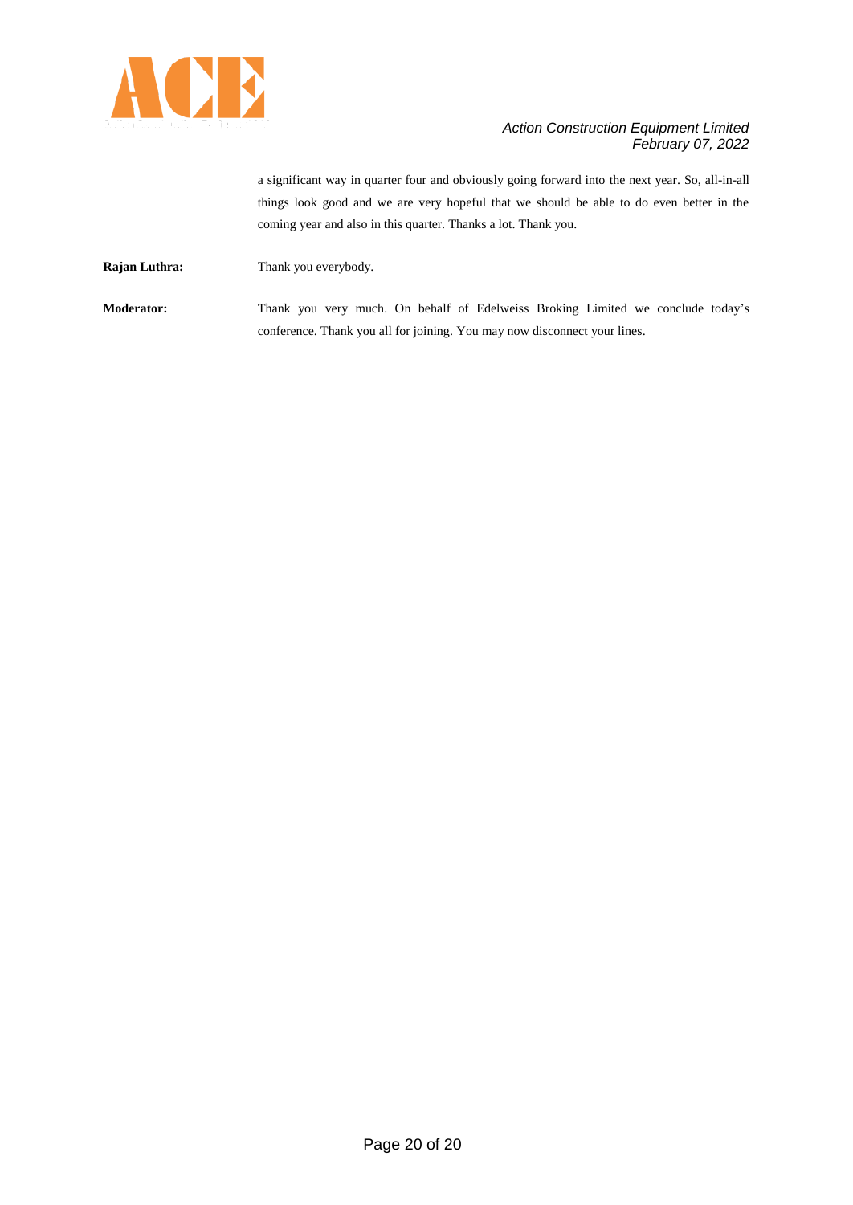a significant way in quarter four and obviously going forward into the next year. So, all-in-all things look good and we are very hopeful that we should be able to do even better in the coming year and also in this quarter. Thanks a lot. Thank you.

**Rajan Luthra:** Thank you everybody.

**Moderator:** Thank you very much. On behalf of Edelweiss Broking Limited we conclude today's conference. Thank you all for joining. You may now disconnect your lines.